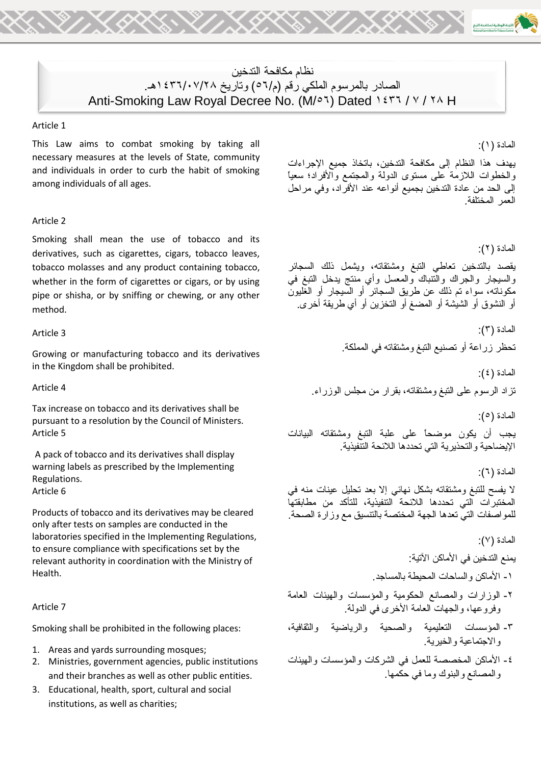# نظام مكافحة التدخين

## الصادر بالمرسوم الملكي رقم (م/٥٦) وتاريخ ١٤٣٦/٠٧/٢٨هـ.

## Anti-Smoking Law Royal Decree No. (M/٥٦) Dated ١٤٣٦ / ٧ / ٢٨ H

### Article 1

This Law aims to combat smoking by taking all necessary measures at the levels of State, community and individuals in order to curb the habit of smoking among individuals of all ages.

### المادة (١):

يهدف هذا النظام إلى مكافحة التدخين، باتخاذ جميع الإجراءات والخطوات اللازمة على مستوى الدولة والمجتمع والأفراد؛ سعياً إلى الحد من عادة التدخين بجميع أنواعه عند الأفراد، وفي مراحل العمر المختلفة.

### Article 2

Smoking shall mean the use of tobacco and its derivatives, such as cigarettes, cigars, tobacco leaves, tobacco molasses and any product containing tobacco, whether in the form of cigarettes or cigars, or by using pipe or shisha, or by sniffing or chewing, or any other method.

### المادة (٢):

يقصد بالتدخين تعاطي التبغ ومشتقاته، ويشمل ذلك السجائر والسيجار والجراك والتنباك والمعسل وأي منتج يدخل التبغ في مكوناته، سواء تم ذلك عن طريق السجائر أو السيجار أو الغليون أو النشوق أو الشيشة أو المضغ أو التخزين أو أي طريقة أخرى.

### Article 3

Growing or manufacturing tobacco and its derivatives in the Kingdom shall be prohibited.

### المادة (٣):

تحظر زراعة أو تصنيع التبغ ومشتقاته في المملكة.

### Article 4

Tax increase on tobacco and its derivatives shall be pursuant to a resolution by the Council of Ministers.

### المادة (٤):

تزاد الرسوم على التبغ ومشتقاته، بقرار من مجلس الوزراء.

### Article 5

A pack of tobacco and its derivatives shall display warning labels as prescribed by the Implementing Regulations.

### المادة (٥):

يجب أن يكون موضحاً على علبة التبغ ومشتقاته البيانات الإيضاحية والتحذيرية التي تحددها اللائحة التنفيذية.

### Article 6

Products of tobacco and its derivatives may be cleared only after tests on samples are conducted in the laboratories specified in the Implementing Regulations, to ensure compliance with specifications set by the relevant authority in coordination with the Ministry of Health.

### المادة (٦):

لا يفسح للتبغ ومشتقاته بشكل نهائي إلا بعد تحليل عينات منه في المختبرات التي تحددها اللائحة التنفيذية، للتأكد من مطابقتها للمواصفات التي تعدها الجهة المختصة بالتنسيق مع وزارة الصحة.

### Article 7

Smoking shall be prohibited in the following places:

1. Areas and yards surrounding mosques;
2. Ministries, government agencies, public institutions and their branches as well as other public entities.
3. Educational, health, sport, cultural and social institutions, as well as charities;

### المادة (٧):

يمنع التدخين في الأماكن الآتية:

١- الأماكن والساحات المحيطة بالمساجد.

٢- الوزارات والمصانع الحكومية والمؤسسات والهيئات العامة وفروعها، والجهات العامة الأخرى في الدولة.

٣- المؤسسات التعليمية والصحية والرياضية والثقافية، والاجتماعية والخيرية.

٤- الأماكن المخصصة للعمل في الشركات والمؤسسات والهيئات والمصانع والبنوك وما في حكمها.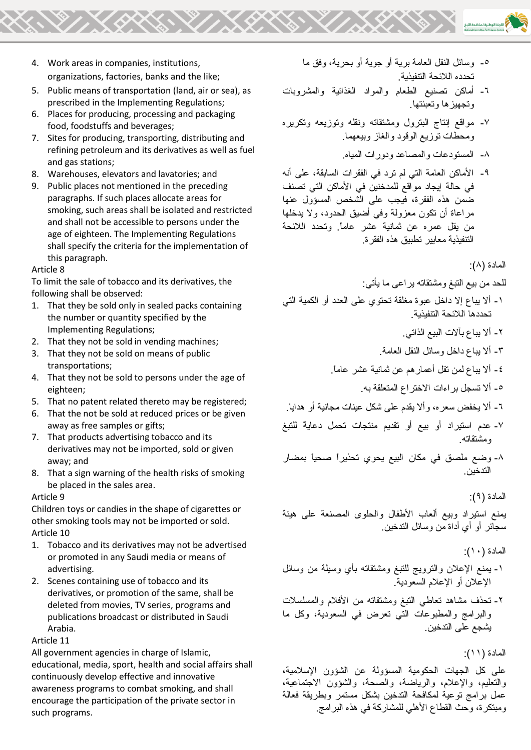4. Work areas in companies, institutions, organizations, factories, banks and the like;
5. Public means of transportation (land, air or sea), as prescribed in the Implementing Regulations;
6. Places for producing, processing and packaging food, foodstuffs and beverages;
7. Sites for producing, transporting, distributing and refining petroleum and its derivatives as well as fuel and gas stations;
8. Warehouses, elevators and lavatories; and
9. Public places not mentioned in the preceding paragraphs. If such places allocate areas for smoking, such areas shall be isolated and restricted and shall not be accessible to persons under the age of eighteen. The Implementing Regulations shall specify the criteria for the implementation of this paragraph.

Article 8

To limit the sale of tobacco and its derivatives, the following shall be observed:

1. That they be sold only in sealed packs containing the number or quantity specified by the Implementing Regulations;
2. That they not be sold in vending machines;
3. That they not be sold on means of public transportations;
4. That they not be sold to persons under the age of eighteen;
5. That no patent related thereto may be registered;
6. That the not be sold at reduced prices or be given away as free samples or gifts;
7. That products advertising tobacco and its derivatives may not be imported, sold or given away; and
8. That a sign warning of the health risks of smoking be placed in the sales area.

Article 9

Children toys or candies in the shape of cigarettes or other smoking tools may not be imported or sold.

Article 10

1. Tobacco and its derivatives may not be advertised or promoted in any Saudi media or means of advertising.
2. Scenes containing use of tobacco and its derivatives, or promotion of the same, shall be deleted from movies, TV series, programs and publications broadcast or distributed in Saudi Arabia.

Article 11

All government agencies in charge of Islamic, educational, media, sport, health and social affairs shall continuously develop effective and innovative awareness programs to combat smoking, and shall encourage the participation of the private sector in such programs.

٥- وسائل النقل العامة برية أو جوية أو بحرية، وفق ما تحدده اللائحة التنفيذية.

٦- أماكن تصنيع الطعام والمواد الغذائية والمشروبات وتجهيزها وتعبئتها.

٧- مواقع إنتاج البترول ومشتقاته ونقله وتوزيعه وتكريره ومحطات توزيع الوقود والغاز وبيعهما.

٨- المستودعات والمصاعد ودورات المياه.

٩- الأماكن العامة التي لم ترد في الفقرات السابقة، على أنه في حالة إيجاد مواقع للمدخنين في الأماكن التي تصنف ضمن هذه الفقرة، فيجب على الشخص المسؤول عنها مراعاة أن تكون معزولة وفي أضيق الحدود، ولا يدخلها من يقل عمره عن ثمانية عشر عاماً. وتحدد اللائحة التنفيذية معايير تطبيق هذه الفقرة.

المادة (٨):

للحد من بيع التبغ ومشتقاته يراعى ما يأتي:

١- ألا يباع إلا داخل عبوة مغلقة تحتوي على العدد أو الكمية التي تحددها اللائحة التنفيذية.

٢- ألا يباع بآلات البيع الذاتي.

٣- ألا يباع داخل وسائل النقل العامة.

٤- ألا يباع لمن تقل أعمارهم عن ثمانية عشر عاماً.

٥- ألا تسجل براءات الاختراع المتعلقة به.

٦- ألا يخفض سعره، وألا يقدم على شكل عينات مجانية أو هدايا.

٧- عدم استيراد أو بيع أو تقديم منتجات تحمل دعاية للتبغ ومشتقاته.

٨- وضع ملصق في مكان البيع يحوي تحذيراً صحياً بمضار التدخين.

المادة (٩):

يمنع استيراد وبيع ألعاب الأطفال والحلوى المصنعة على هيئة سجائر أو أي أداة من وسائل التدخين.

المادة (١٠):

١- يمنع الإعلان والترويج للتبغ ومشتقاته بأي وسيلة من وسائل الإعلان أو الإعلام السعودية.

٢- تحذف مشاهد تعاطي التبغ ومشتقاته من الأفلام والمسلسلات والبرامج والمطبوعات التي تعرض في السعودية، وكل ما يشجع على التدخين.

المادة (١١):

على كل الجهات الحكومية المسؤولة عن الشؤون الإسلامية، والتعليم، والإعلام، والرياضة، والصحة، والشؤون الاجتماعية، عمل برامج توعية لمكافحة التدخين بشكل مستمر وبطريقة فعالة ومبتكرة، وحث القطاع الأهلي للمشاركة في هذه البرامج.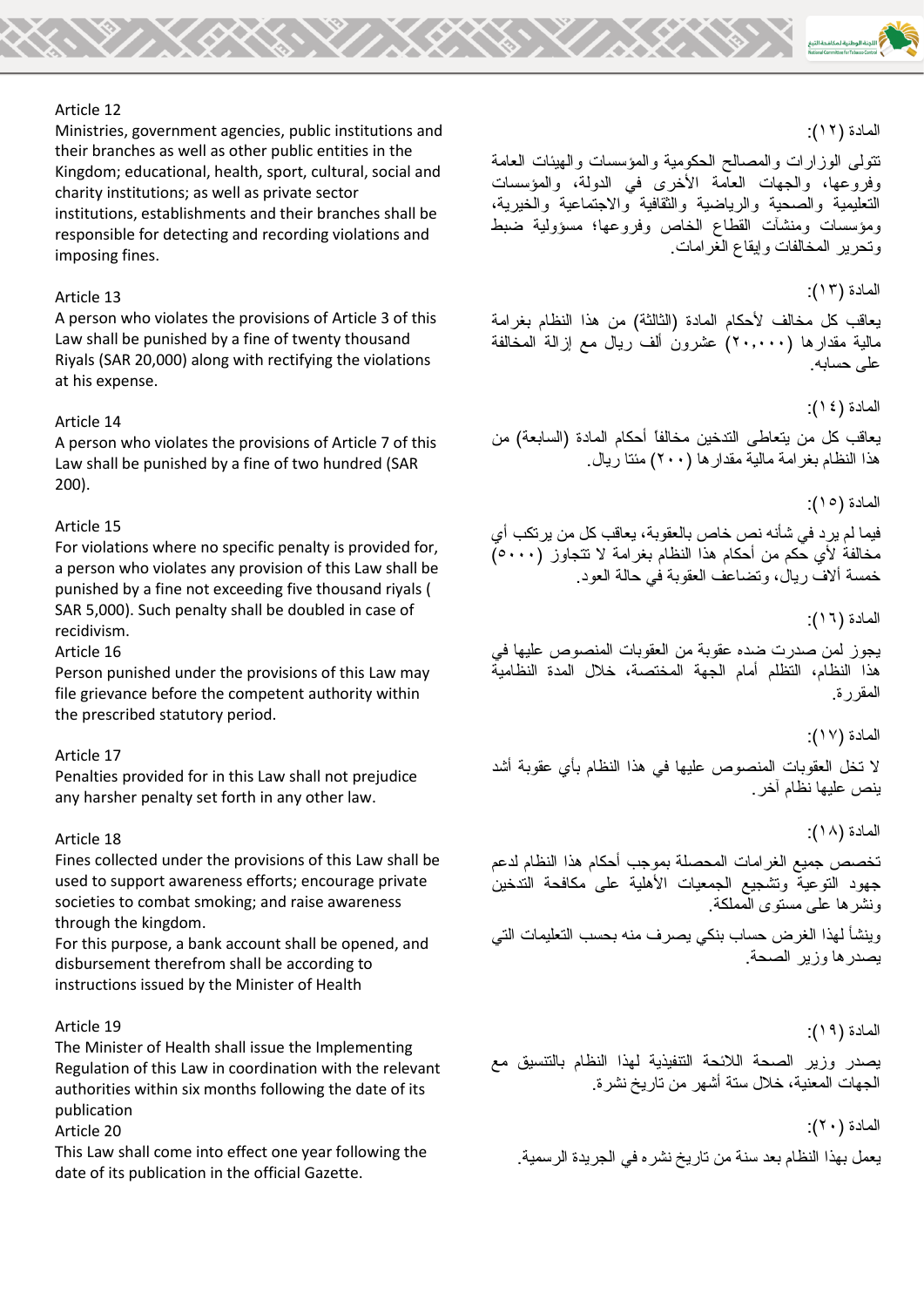Article 12

Ministries, government agencies, public institutions and their branches as well as other public entities in the Kingdom; educational, health, sport, cultural, social and charity institutions; as well as private sector institutions, establishments and their branches shall be responsible for detecting and recording violations and imposing fines.

المادة (١٢):

تتولى الوزارات والمصالح الحكومية والمؤسسات والهيئات العامة وفروعها، والجهات العامة الأخرى في الدولة، والمؤسسات التعليمية والصحية والرياضية والثقافية والاجتماعية والخيرية، ومؤسسات ومنشآت القطاع الخاص وفروعها؛ مسؤولية ضبط وتحرير المخالفات وإيقاع الغرامات.

Article 13

A person who violates the provisions of Article 3 of this Law shall be punished by a fine of twenty thousand Riyals (SAR 20,000) along with rectifying the violations at his expense.

المادة (١٣):

يعاقب كل مخالف لأحكام المادة (الثالثة) من هذا النظام بغرامة مالية مقدارها (٢٠,٠٠٠) عشرون ألف ريال مع إزالة المخالفة على حسابه.

Article 14

A person who violates the provisions of Article 7 of this Law shall be punished by a fine of two hundred (SAR 200).

المادة (١٤):

يعاقب كل من يتعاطى التدخين مخالفاً أحكام المادة (السابعة) من هذا النظام بغرامة مالية مقدارها (٢٠٠) مئتا ريال.

Article 15

For violations where no specific penalty is provided for, a person who violates any provision of this Law shall be punished by a fine not exceeding five thousand riyals ( SAR 5,000). Such penalty shall be doubled in case of recidivism.

المادة (١٥):

فيما لم يرد في شأنه نص خاص بالعقوبة، يعاقب كل من يرتكب أي مخالفة لأي حكم من أحكام هذا النظام بغرامة لا تتجاوز (٥٠٠٠) خمسة آلاف ريال، وتضاعف العقوبة في حالة العود.

Article 16

Person punished under the provisions of this Law may file grievance before the competent authority within the prescribed statutory period.

المادة (١٦):

يجوز لمن صدرت ضده عقوبة من العقوبات المنصوص عليها في هذا النظام، التظلم أمام الجهة المختصة، خلال المدة النظامية المقررة.

Article 17

Penalties provided for in this Law shall not prejudice any harsher penalty set forth in any other law.

المادة (١٧):

لا تخل العقوبات المنصوص عليها في هذا النظام بأي عقوبة أشد ينص عليها نظام آخر.

Article 18

Fines collected under the provisions of this Law shall be used to support awareness efforts; encourage private societies to combat smoking; and raise awareness through the kingdom.

For this purpose, a bank account shall be opened, and disbursement therefrom shall be according to instructions issued by the Minister of Health

المادة (١٨):

تخصص جميع الغرامات المحصلة بموجب أحكام هذا النظام لدعم جهود التوعية وتشجيع الجمعيات الأهلية على مكافحة التدخين ونشرها على مستوى المملكة.

وينشأ لهذا الغرض حساب بنكي يصرف منه بحسب التعليمات التي يصدرها وزير الصحة.

Article 19

The Minister of Health shall issue the Implementing Regulation of this Law in coordination with the relevant authorities within six months following the date of its publication

المادة (١٩):

يصدر وزير الصحة اللائحة التنفيذية لهذا النظام بالتنسيق مع الجهات المعنية، خلال ستة أشهر من تاريخ نشره.

Article 20

This Law shall come into effect one year following the date of its publication in the official Gazette.

المادة (٢٠):

يعمل بهذا النظام بعد سنة من تاريخ نشره في الجريدة الرسمية.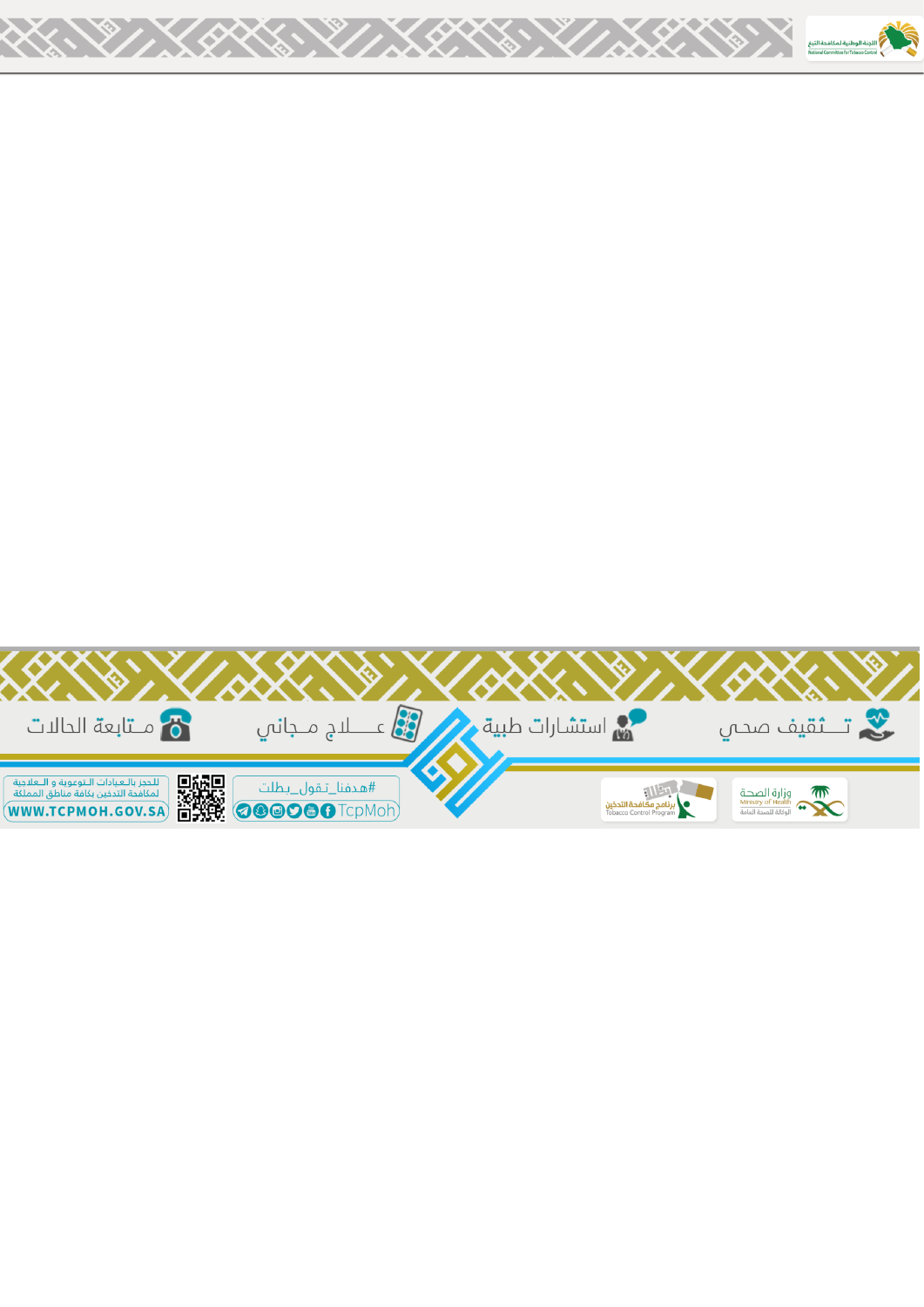تـــثقيف صحي

استشارات طبية

عـــــلاج مـجاني

مـتابعة الحالات

#هدفنا_تـقول_بطلت

TcpMoh

للحجز بالـعيادات الـتوعوية و الـعلاجية لمكافحة التدخين بكافة مناطق المملكة

WWW.TCPMOH.GOV.SA

وزارة الصحة
Ministry of Health
الوكالة للصحة العامة

برنامج مكافحة التدخين
Tobacco Control Program